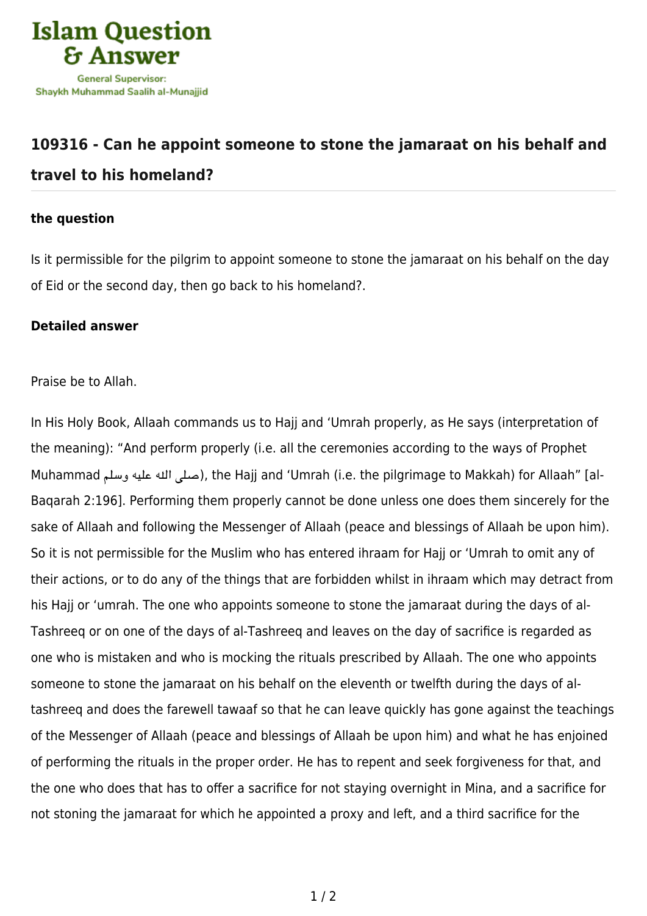Islam Question & Answer

General Supervisor: Shaykh Muhammad Saalih al-Munajjid

## 109316 - Can he appoint someone to stone the jamaraat on his behalf and travel to his homeland?

### the question

Is it permissible for the pilgrim to appoint someone to stone the jamaraat on his behalf on the day of Eid or the second day, then go back to his homeland?.

### Detailed answer

Praise be to Allah.

In His Holy Book, Allaah commands us to Hajj and 'Umrah properly, as He says (interpretation of the meaning): "And perform properly (i.e. all the ceremonies according to the ways of Prophet Muhammad صلى الله عليه وسلم), the Hajj and 'Umrah (i.e. the pilgrimage to Makkah) for Allaah" [al-Baqarah 2:196]. Performing them properly cannot be done unless one does them sincerely for the sake of Allaah and following the Messenger of Allaah (peace and blessings of Allaah be upon him). So it is not permissible for the Muslim who has entered ihraam for Hajj or 'Umrah to omit any of their actions, or to do any of the things that are forbidden whilst in ihraam which may detract from his Hajj or 'umrah. The one who appoints someone to stone the jamaraat during the days of al-Tashreeq or on one of the days of al-Tashreeq and leaves on the day of sacrifice is regarded as one who is mistaken and who is mocking the rituals prescribed by Allaah. The one who appoints someone to stone the jamaraat on his behalf on the eleventh or twelfth during the days of al-tashreeq and does the farewell tawaaf so that he can leave quickly has gone against the teachings of the Messenger of Allaah (peace and blessings of Allaah be upon him) and what he has enjoined of performing the rituals in the proper order. He has to repent and seek forgiveness for that, and the one who does that has to offer a sacrifice for not staying overnight in Mina, and a sacrifice for not stoning the jamaraat for which he appointed a proxy and left, and a third sacrifice for the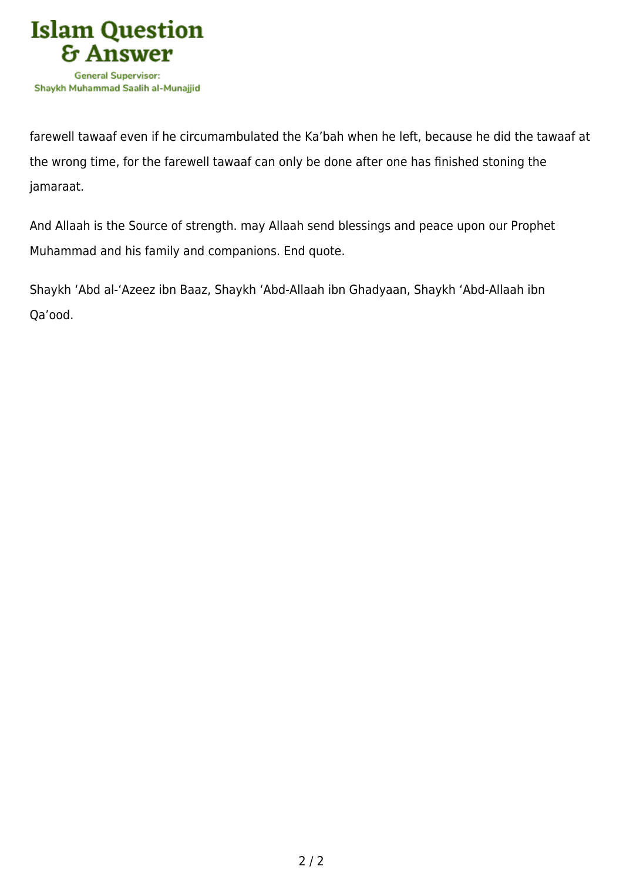farewell tawaaf even if he circumambulated the Ka'bah when he left, because he did the tawaaf at the wrong time, for the farewell tawaaf can only be done after one has finished stoning the jamaraat.

And Allaah is the Source of strength. may Allaah send blessings and peace upon our Prophet Muhammad and his family and companions. End quote.

Shaykh 'Abd al-'Azeez ibn Baaz, Shaykh 'Abd-Allaah ibn Ghadyaan, Shaykh 'Abd-Allaah ibn Qa'ood.